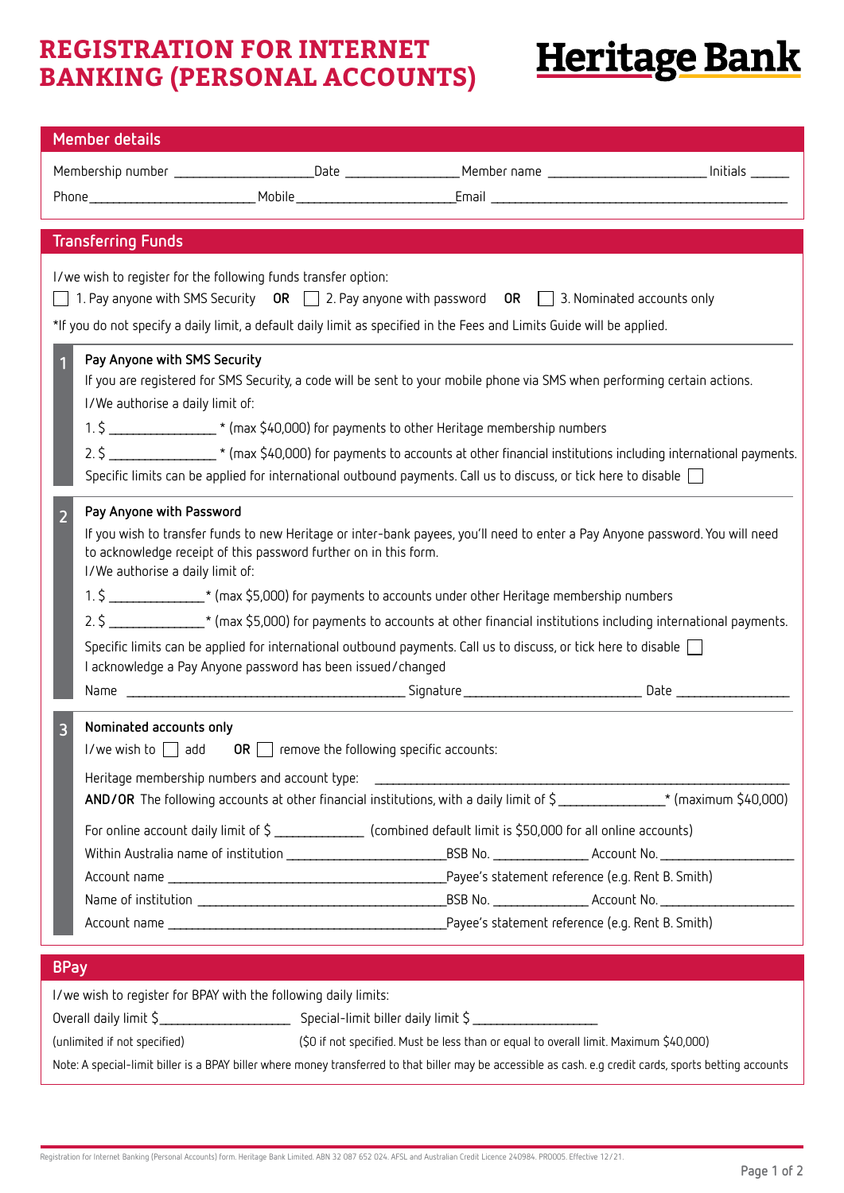# REGISTRATION FOR INTERNET BANKING (PERSONAL ACCOUNTS)

**Heritage Bank**

## Member details

Membership number ____________________ Date ________________ Member name ______________________ Initials ______

Phone ________________________ Mobile ________________________ Email ____________________________________________

## Transferring Funds

I/we wish to register for the following funds transfer option:

☐ 1. Pay anyone with SMS Security **OR** ☐ 2. Pay anyone with password **OR** ☐ 3. Nominated accounts only

*If you do not specify a daily limit, a default daily limit as specified in the Fees and Limits Guide will be applied.

### 1 Pay Anyone with SMS Security

If you are registered for SMS Security, a code will be sent to your mobile phone via SMS when performing certain actions.

I/We authorise a daily limit of:

1. $ _______________ * (max $40,000) for payments to other Heritage membership numbers
2. $ _______________ * (max $40,000) for payments to accounts at other financial institutions including international payments.

Specific limits can be applied for international outbound payments. Call us to discuss, or tick here to disable ☐

### 2 Pay Anyone with Password

If you wish to transfer funds to new Heritage or inter-bank payees, you'll need to enter a Pay Anyone password. You will need to acknowledge receipt of this password further on in this form.

I/We authorise a daily limit of:

1. $ ______________ * (max $5,000) for payments to accounts under other Heritage membership numbers
2. $ ______________ * (max $5,000) for payments to accounts at other financial institutions including international payments.

Specific limits can be applied for international outbound payments. Call us to discuss, or tick here to disable ☐

I acknowledge a Pay Anyone password has been issued/changed

Name ________________________________________ Signature __________________________ Date ________________

### 3 Nominated accounts only

I/we wish to ☐ add **OR** ☐ remove the following specific accounts:

Heritage membership numbers and account type: ____________________________________________________________

**AND/OR** The following accounts at other financial institutions, with a daily limit of $ _______________* (maximum $40,000)

For online account daily limit of $ ____________ (combined default limit is $50,000 for all online accounts)

Within Australia name of institution ________________________ BSB No. _____________ Account No. ____________________

Account name ________________________________________ Payee's statement reference (e.g. Rent B. Smith)

Name of institution ____________________________________ BSB No. _____________ Account No. ____________________

Account name ________________________________________ Payee's statement reference (e.g. Rent B. Smith)

## BPay

I/we wish to register for BPAY with the following daily limits:

Overall daily limit $ ___________________ Special-limit biller daily limit $ ___________________

(unlimited if not specified) ($0 if not specified. Must be less than or equal to overall limit. Maximum $40,000)

Note: A special-limit biller is a BPAY biller where money transferred to that biller may be accessible as cash. e.g credit cards, sports betting accounts

Registration for Internet Banking (Personal Accounts) form. Heritage Bank Limited. ABN 32 087 652 024. AFSL and Australian Credit Licence 240984. PR0005. Effective 12/21.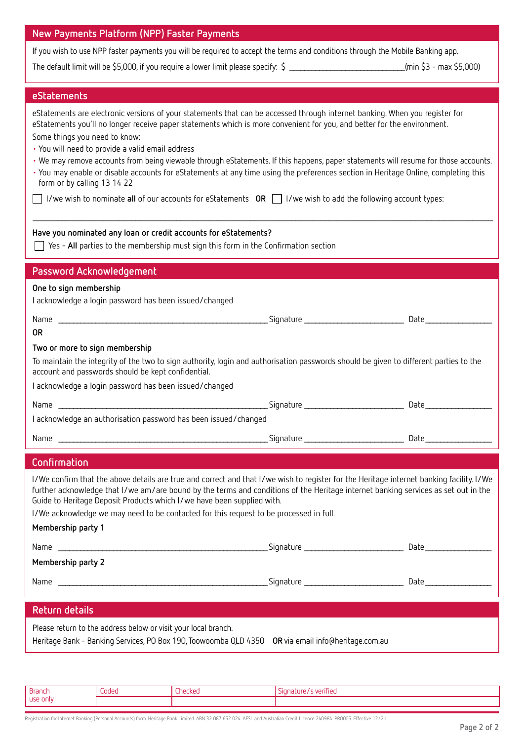## New Payments Platform (NPP) Faster Payments

If you wish to use NPP faster payments you will be required to accept the terms and conditions through the Mobile Banking app.

The default limit will be $5,000, if you require a lower limit please specify: $ ____________________ (min $3 - max $5,000)

## eStatements

eStatements are electronic versions of your statements that can be accessed through internet banking. When you register for eStatements you'll no longer receive paper statements which is more convenient for you, and better for the environment.

Some things you need to know:

- You will need to provide a valid email address
- We may remove accounts from being viewable through eStatements. If this happens, paper statements will resume for those accounts.
- You may enable or disable accounts for eStatements at any time using the preferences section in Heritage Online, completing this form or by calling 13 14 22

☐ I/we wish to nominate **all** of our accounts for eStatements **OR** ☐ I/we wish to add the following account types:

______________________________________________________________________________

**Have you nominated any loan or credit accounts for eStatements?**

☐ Yes - **All** parties to the membership must sign this form in the Confirmation section

## Password Acknowledgement

**One to sign membership**

I acknowledge a login password has been issued/changed

Name ______________________________ Signature ____________________ Date ______________

**OR**

**Two or more to sign membership**

To maintain the integrity of the two to sign authority, login and authorisation passwords should be given to different parties to the account and passwords should be kept confidential.

I acknowledge a login password has been issued/changed

Name ______________________________ Signature ____________________ Date ______________

I acknowledge an authorisation password has been issued/changed

Name ______________________________ Signature ____________________ Date ______________

## Confirmation

I/We confirm that the above details are true and correct and that I/we wish to register for the Heritage internet banking facility. I/We further acknowledge that I/we am/are bound by the terms and conditions of the Heritage internet banking services as set out in the Guide to Heritage Deposit Products which I/we have been supplied with.

I/We acknowledge we may need to be contacted for this request to be processed in full.

**Membership party 1**

Name ______________________________ Signature ____________________ Date ______________

**Membership party 2**

Name ______________________________ Signature ____________________ Date ______________

## Return details

Please return to the address below or visit your local branch.

Heritage Bank - Banking Services, PO Box 190, Toowoomba QLD 4350 **OR** via email info@heritage.com.au

| Branch use only | Coded | Checked | Signature/s verified |
|---|---|---|---|
| | | | |

Registration for Internet Banking (Personal Accounts) form. Heritage Bank Limited. ABN 32 087 652 024. AFSL and Australian Credit Licence 240984. PRO005. Effective 12/21.